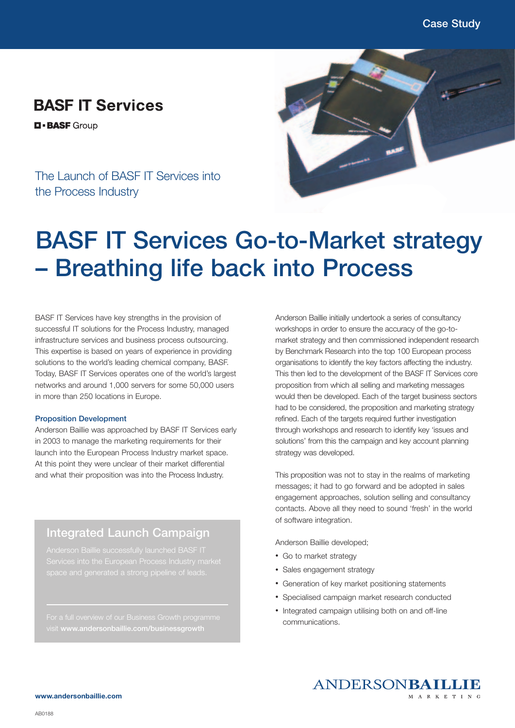Case Study

**BASF IT Services**

BASF Group

The Launch of BASF IT Services into the Process Industry

# BASF IT Services Go-to-Market strategy – Breathing life back into Process

BASF IT Services have key strengths in the provision of successful IT solutions for the Process Industry, managed infrastructure services and business process outsourcing. This expertise is based on years of experience in providing solutions to the world's leading chemical company, BASF. Today, BASF IT Services operates one of the world's largest networks and around 1,000 servers for some 50,000 users in more than 250 locations in Europe.

### Proposition Development

Anderson Baillie was approached by BASF IT Services early in 2003 to manage the marketing requirements for their launch into the European Process Industry market space. At this point they were unclear of their market differential and what their proposition was into the Process Industry.

Anderson Baillie initially undertook a series of consultancy workshops in order to ensure the accuracy of the go-to-market strategy and then commissioned independent research by Benchmark Research into the top 100 European process organisations to identify the key factors affecting the industry. This then led to the development of the BASF IT Services core proposition from which all selling and marketing messages would then be developed. Each of the target business sectors had to be considered, the proposition and marketing strategy refined. Each of the targets required further investigation through workshops and research to identify key 'issues and solutions' from this the campaign and key account planning strategy was developed.

This proposition was not to stay in the realms of marketing messages; it had to go forward and be adopted in sales engagement approaches, solution selling and consultancy contacts. Above all they need to sound 'fresh' in the world of software integration.

Anderson Baillie developed;

- Go to market strategy
- Sales engagement strategy
- Generation of key market positioning statements
- Specialised campaign market research conducted
- Integrated campaign utilising both on and off-line communications.

## Integrated Launch Campaign

Anderson Baillie successfully launched BASF IT Services into the European Process Industry market space and generated a strong pipeline of leads.

For a full overview of our Business Growth programme visit **www.andersonbaillie.com/businessgrowth**

ANDERSON**BAILLIE** MARKETING

**www.andersonbaillie.com**

AB0188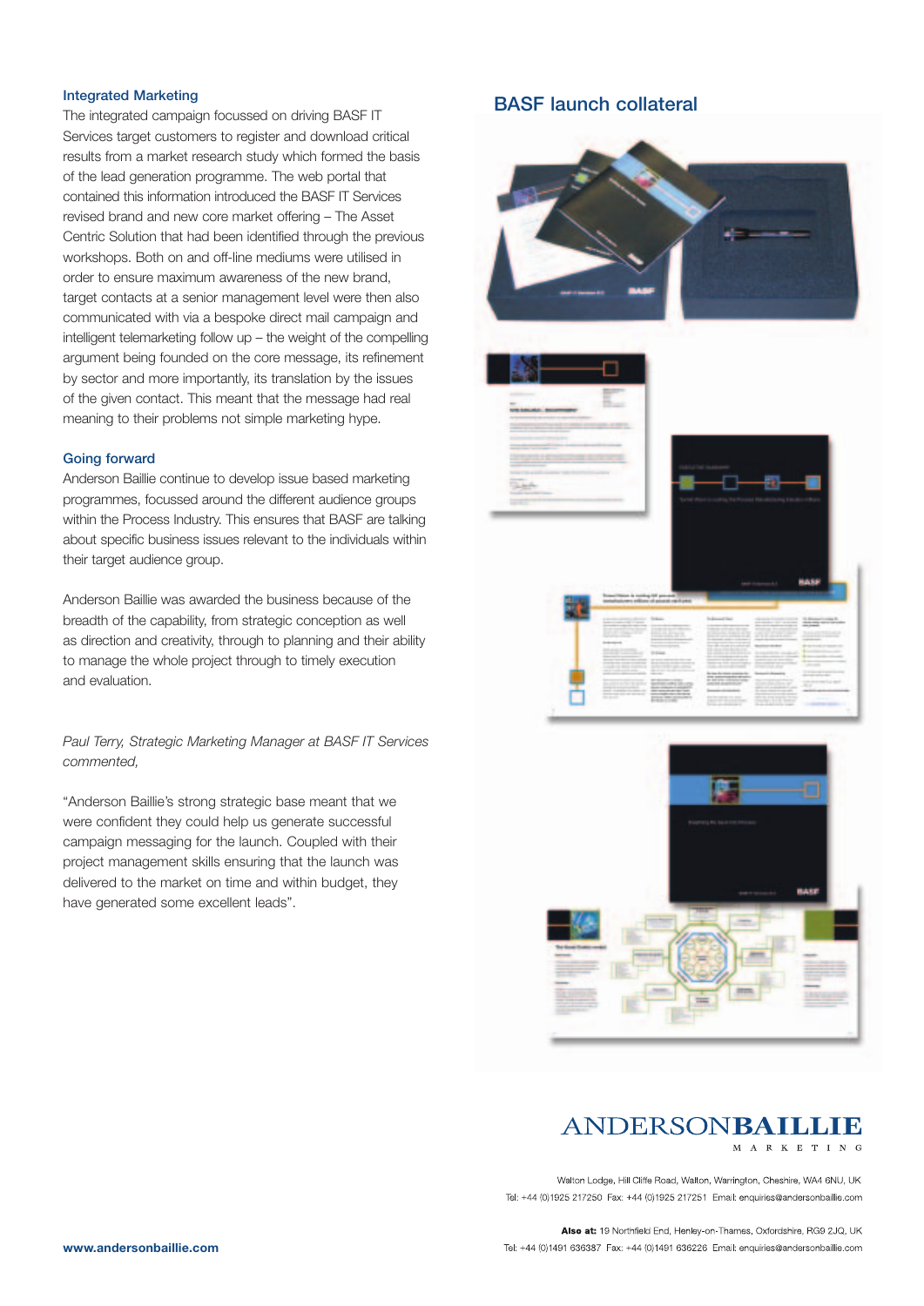## Integrated Marketing

The integrated campaign focussed on driving BASF IT Services target customers to register and download critical results from a market research study which formed the basis of the lead generation programme. The web portal that contained this information introduced the BASF IT Services revised brand and new core market offering – The Asset Centric Solution that had been identified through the previous workshops. Both on and off-line mediums were utilised in order to ensure maximum awareness of the new brand, target contacts at a senior management level were then also communicated with via a bespoke direct mail campaign and intelligent telemarketing follow up – the weight of the compelling argument being founded on the core message, its refinement by sector and more importantly, its translation by the issues of the given contact. This meant that the message had real meaning to their problems not simple marketing hype.

## Going forward

Anderson Baillie continue to develop issue based marketing programmes, focussed around the different audience groups within the Process Industry. This ensures that BASF are talking about specific business issues relevant to the individuals within their target audience group.

Anderson Baillie was awarded the business because of the breadth of the capability, from strategic conception as well as direction and creativity, through to planning and their ability to manage the whole project through to timely execution and evaluation.

*Paul Terry, Strategic Marketing Manager at BASF IT Services commented,*

"Anderson Baillie's strong strategic base meant that we were confident they could help us generate successful campaign messaging for the launch. Coupled with their project management skills ensuring that the launch was delivered to the market on time and within budget, they have generated some excellent leads".

## BASF launch collateral

ANDERSON**BAILLIE**
MARKETING

Walton Lodge, Hill Cliffe Road, Walton, Warrington, Cheshire, WA4 6NU, UK
Tel: +44 (0)1925 217250 Fax: +44 (0)1925 217251 Email: enquiries@andersonbaillie.com

**Also at:** 19 Northfield End, Henley-on-Thames, Oxfordshire, RG9 2JQ, UK
Tel: +44 (0)1491 636387 Fax: +44 (0)1491 636226 Email: enquiries@andersonbaillie.com

**www.andersonbaillie.com**